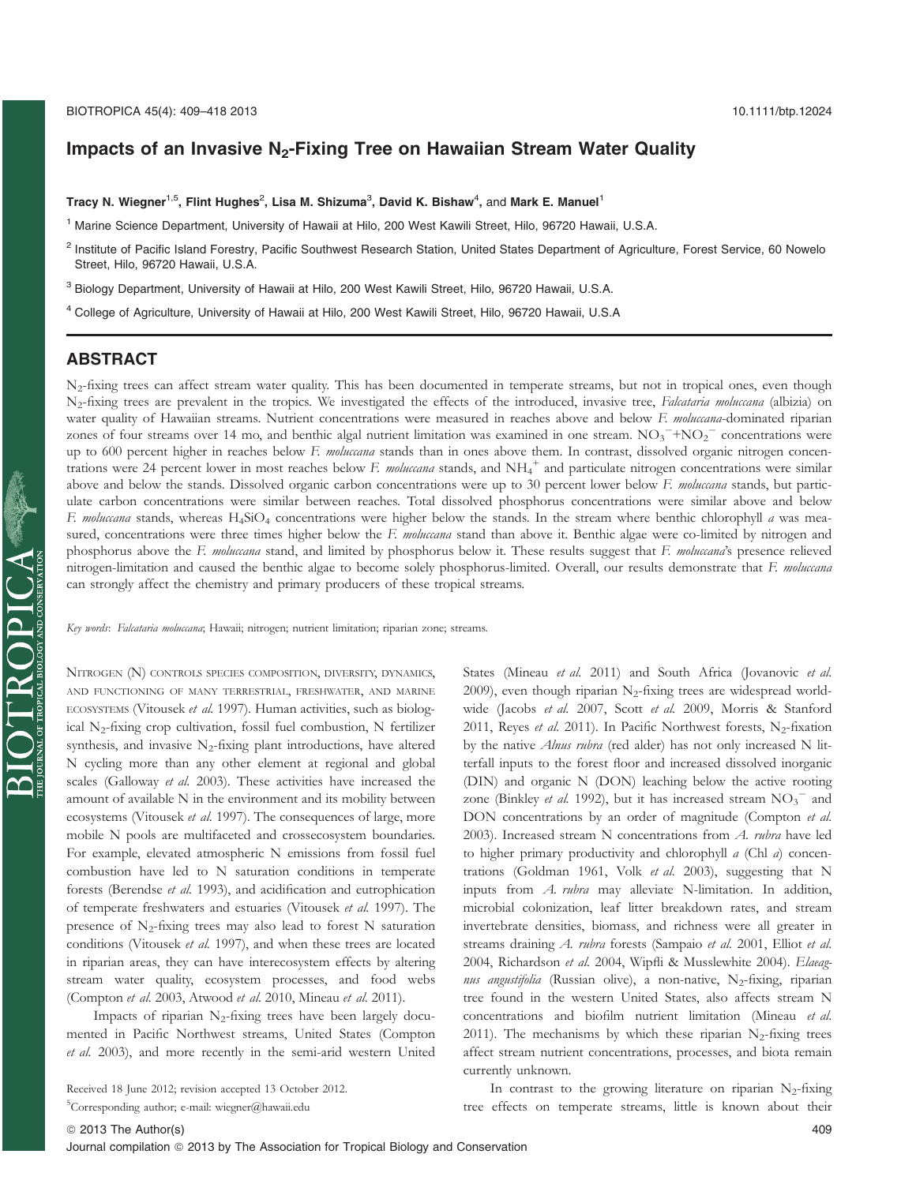# Impacts of an Invasive $N_2$-Fixing Tree on Hawaiian Stream Water Quality

**Tracy N. Wiegner[1,5], Flint Hughes[2], Lisa M. Shizuma[3], David K. Bishaw[4], and Mark E. Manuel[1]**

[1] Marine Science Department, University of Hawaii at Hilo, 200 West Kawili Street, Hilo, 96720 Hawaii, U.S.A.

[2] Institute of Pacific Island Forestry, Pacific Southwest Research Station, United States Department of Agriculture, Forest Service, 60 Nowelo Street, Hilo, 96720 Hawaii, U.S.A.

[3] Biology Department, University of Hawaii at Hilo, 200 West Kawili Street, Hilo, 96720 Hawaii, U.S.A.

[4] College of Agriculture, University of Hawaii at Hilo, 200 West Kawili Street, Hilo, 96720 Hawaii, U.S.A

## ABSTRACT

$N_2$-fixing trees can affect stream water quality. This has been documented in temperate streams, but not in tropical ones, even though $N_2$-fixing trees are prevalent in the tropics. We investigated the effects of the introduced, invasive tree, *Falcataria moluccana* (albizia) on water quality of Hawaiian streams. Nutrient concentrations were measured in reaches above and below *F. moluccana*-dominated riparian zones of four streams over 14 mo, and benthic algal nutrient limitation was examined in one stream. $NO_3^-$+$NO_2^-$ concentrations were up to 600 percent higher in reaches below *F. moluccana* stands than in ones above them. In contrast, dissolved organic nitrogen concentrations were 24 percent lower in most reaches below *F. moluccana* stands, and $NH_4^+$ and particulate nitrogen concentrations were similar above and below the stands. Dissolved organic carbon concentrations were up to 30 percent lower below *F. moluccana* stands, but particulate carbon concentrations were similar between reaches. Total dissolved phosphorus concentrations were similar above and below *F. moluccana* stands, whereas $H_4SiO_4$ concentrations were higher below the stands. In the stream where benthic chlorophyll *a* was measured, concentrations were three times higher below the *F. moluccana* stand than above it. Benthic algae were co-limited by nitrogen and phosphorus above the *F. moluccana* stand, and limited by phosphorus below it. These results suggest that *F. moluccana*'s presence relieved nitrogen-limitation and caused the benthic algae to become solely phosphorus-limited. Overall, our results demonstrate that *F. moluccana* can strongly affect the chemistry and primary producers of these tropical streams.

*Key words*: *Falcataria moluccana*; Hawaii; nitrogen; nutrient limitation; riparian zone; streams.

NITROGEN (N) CONTROLS SPECIES COMPOSITION, DIVERSITY, DYNAMICS, AND FUNCTIONING OF MANY TERRESTRIAL, FRESHWATER, AND MARINE ECOSYSTEMS (Vitousek *et al.* 1997). Human activities, such as biological $N_2$-fixing crop cultivation, fossil fuel combustion, N fertilizer synthesis, and invasive $N_2$-fixing plant introductions, have altered N cycling more than any other element at regional and global scales (Galloway *et al.* 2003). These activities have increased the amount of available N in the environment and its mobility between ecosystems (Vitousek *et al.* 1997). The consequences of large, more mobile N pools are multifaceted and crossecosystem boundaries. For example, elevated atmospheric N emissions from fossil fuel combustion have led to N saturation conditions in temperate forests (Berendse *et al.* 1993), and acidification and eutrophication of temperate freshwaters and estuaries (Vitousek *et al.* 1997). The presence of $N_2$-fixing trees may also lead to forest N saturation conditions (Vitousek *et al.* 1997), and when these trees are located in riparian areas, they can have interecosystem effects by altering stream water quality, ecosystem processes, and food webs (Compton *et al.* 2003, Atwood *et al.* 2010, Mineau *et al.* 2011).

Impacts of riparian $N_2$-fixing trees have been largely documented in Pacific Northwest streams, United States (Compton *et al.* 2003), and more recently in the semi-arid western United States (Mineau *et al.* 2011) and South Africa (Jovanovic *et al.* 2009), even though riparian $N_2$-fixing trees are widespread worldwide (Jacobs *et al.* 2007, Scott *et al.* 2009, Morris & Stanford 2011, Reyes *et al.* 2011). In Pacific Northwest forests, $N_2$-fixation by the native *Alnus rubra* (red alder) has not only increased N litterfall inputs to the forest floor and increased dissolved inorganic (DIN) and organic N (DON) leaching below the active rooting zone (Binkley *et al.* 1992), but it has increased stream $NO_3^-$ and DON concentrations by an order of magnitude (Compton *et al.* 2003). Increased stream N concentrations from *A. rubra* have led to higher primary productivity and chlorophyll *a* (Chl *a*) concentrations (Goldman 1961, Volk *et al.* 2003), suggesting that N inputs from *A. rubra* may alleviate N-limitation. In addition, microbial colonization, leaf litter breakdown rates, and stream invertebrate densities, biomass, and richness were all greater in streams draining *A. rubra* forests (Sampaio *et al.* 2001, Elliot *et al.* 2004, Richardson *et al.* 2004, Wipfli & Musslewhite 2004). *Elaeagnus angustifolia* (Russian olive), a non-native, $N_2$-fixing, riparian tree found in the western United States, also affects stream N concentrations and biofilm nutrient limitation (Mineau *et al.* 2011). The mechanisms by which these riparian $N_2$-fixing trees affect stream nutrient concentrations, processes, and biota remain currently unknown.

In contrast to the growing literature on riparian $N_2$-fixing tree effects on temperate streams, little is known about their

Received 18 June 2012; revision accepted 13 October 2012.

[5]Corresponding author; e-mail: wiegner@hawaii.edu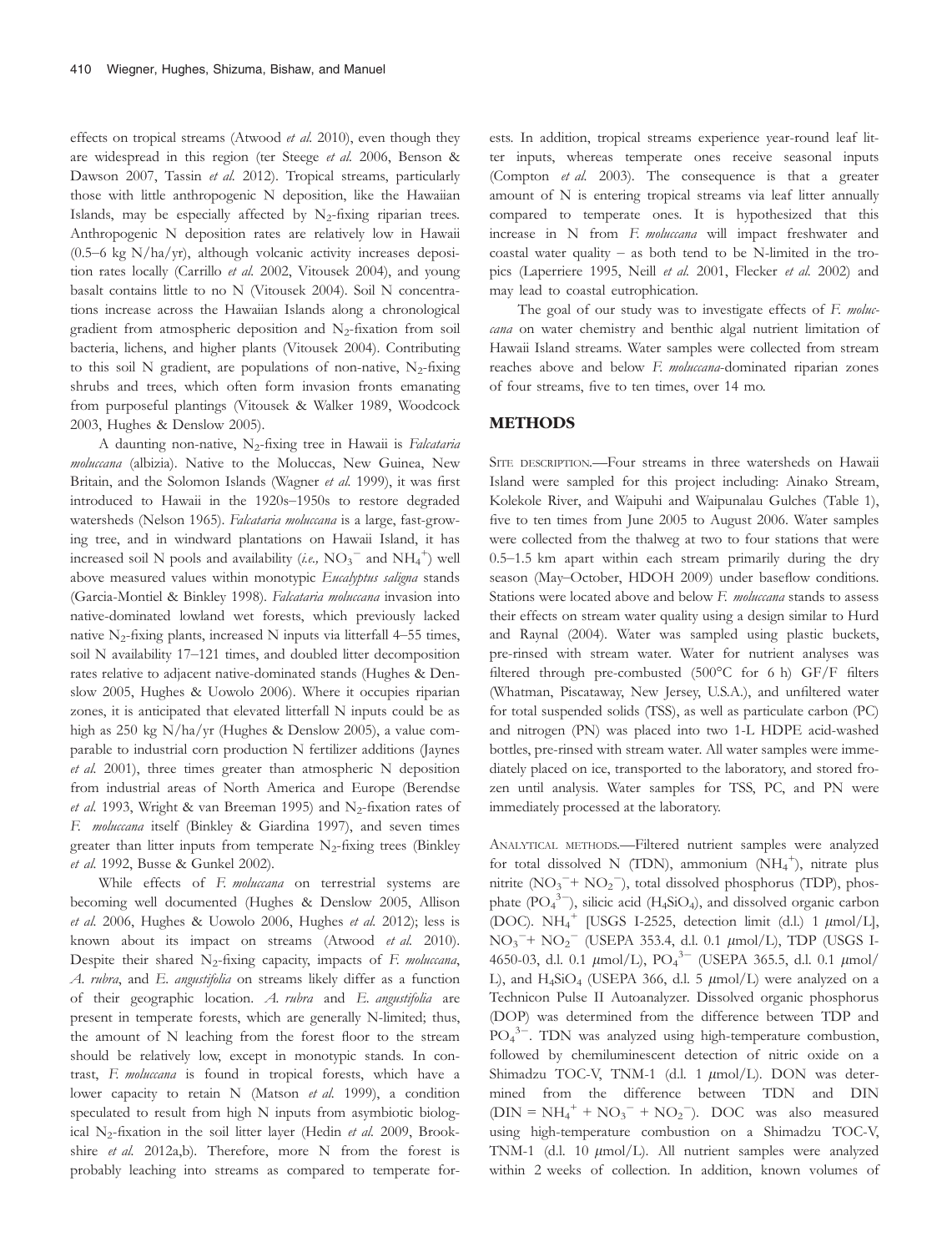effects on tropical streams (Atwood *et al.* 2010), even though they are widespread in this region (ter Steege *et al.* 2006, Benson & Dawson 2007, Tassin *et al.* 2012). Tropical streams, particularly those with little anthropogenic N deposition, like the Hawaiian Islands, may be especially affected by $N_2$-fixing riparian trees. Anthropogenic N deposition rates are relatively low in Hawaii (0.5–6 kg N/ha/yr), although volcanic activity increases deposition rates locally (Carrillo *et al.* 2002, Vitousek 2004), and young basalt contains little to no N (Vitousek 2004). Soil N concentrations increase across the Hawaiian Islands along a chronological gradient from atmospheric deposition and $N_2$-fixation from soil bacteria, lichens, and higher plants (Vitousek 2004). Contributing to this soil N gradient, are populations of non-native, $N_2$-fixing shrubs and trees, which often form invasion fronts emanating from purposeful plantings (Vitousek & Walker 1989, Woodcock 2003, Hughes & Denslow 2005).

A daunting non-native, $N_2$-fixing tree in Hawaii is *Falcataria moluccana* (albizia). Native to the Moluccas, New Guinea, New Britain, and the Solomon Islands (Wagner *et al.* 1999), it was first introduced to Hawaii in the 1920s–1950s to restore degraded watersheds (Nelson 1965). *Falcataria moluccana* is a large, fast-growing tree, and in windward plantations on Hawaii Island, it has increased soil N pools and availability (*i.e.,* $NO_3^-$ and $NH_4^+$) well above measured values within monotypic *Eucalyptus saligna* stands (Garcia-Montiel & Binkley 1998). *Falcataria moluccana* invasion into native-dominated lowland wet forests, which previously lacked native $N_2$-fixing plants, increased N inputs via litterfall 4–55 times, soil N availability 17–121 times, and doubled litter decomposition rates relative to adjacent native-dominated stands (Hughes & Denslow 2005, Hughes & Uowolo 2006). Where it occupies riparian zones, it is anticipated that elevated litterfall N inputs could be as high as 250 kg N/ha/yr (Hughes & Denslow 2005), a value comparable to industrial corn production N fertilizer additions (Jaynes *et al.* 2001), three times greater than atmospheric N deposition from industrial areas of North America and Europe (Berendse *et al.* 1993, Wright & van Breeman 1995) and $N_2$-fixation rates of *F. moluccana* itself (Binkley & Giardina 1997), and seven times greater than litter inputs from temperate $N_2$-fixing trees (Binkley *et al.* 1992, Busse & Gunkel 2002).

While effects of *F. moluccana* on terrestrial systems are becoming well documented (Hughes & Denslow 2005, Allison *et al.* 2006, Hughes & Uowolo 2006, Hughes *et al.* 2012); less is known about its impact on streams (Atwood *et al.* 2010). Despite their shared $N_2$-fixing capacity, impacts of *F. moluccana*, *A. rubra*, and *E. angustifolia* on streams likely differ as a function of their geographic location. *A. rubra* and *E. angustifolia* are present in temperate forests, which are generally N-limited; thus, the amount of N leaching from the forest floor to the stream should be relatively low, except in monotypic stands. In contrast, *F. moluccana* is found in tropical forests, which have a lower capacity to retain N (Matson *et al.* 1999), a condition speculated to result from high N inputs from asymbiotic biological $N_2$-fixation in the soil litter layer (Hedin *et al.* 2009, Brookshire *et al.* 2012a,b). Therefore, more N from the forest is probably leaching into streams as compared to temperate forests. In addition, tropical streams experience year-round leaf litter inputs, whereas temperate ones receive seasonal inputs (Compton *et al.* 2003). The consequence is that a greater amount of N is entering tropical streams via leaf litter annually compared to temperate ones. It is hypothesized that this increase in N from *F. moluccana* will impact freshwater and coastal water quality – as both tend to be N-limited in the tropics (Laperriere 1995, Neill *et al.* 2001, Flecker *et al.* 2002) and may lead to coastal eutrophication.

The goal of our study was to investigate effects of *F. moluccana* on water chemistry and benthic algal nutrient limitation of Hawaii Island streams. Water samples were collected from stream reaches above and below *F. moluccana*-dominated riparian zones of four streams, five to ten times, over 14 mo.

## METHODS

SITE DESCRIPTION.—Four streams in three watersheds on Hawaii Island were sampled for this project including: Ainako Stream, Kolekole River, and Waipuhi and Waipunalau Gulches (Table 1), five to ten times from June 2005 to August 2006. Water samples were collected from the thalweg at two to four stations that were 0.5–1.5 km apart within each stream primarily during the dry season (May–October, HDOH 2009) under baseflow conditions. Stations were located above and below *F. moluccana* stands to assess their effects on stream water quality using a design similar to Hurd and Raynal (2004). Water was sampled using plastic buckets, pre-rinsed with stream water. Water for nutrient analyses was filtered through pre-combusted (500°C for 6 h) GF/F filters (Whatman, Piscataway, New Jersey, U.S.A.), and unfiltered water for total suspended solids (TSS), as well as particulate carbon (PC) and nitrogen (PN) was placed into two 1-L HDPE acid-washed bottles, pre-rinsed with stream water. All water samples were immediately placed on ice, transported to the laboratory, and stored frozen until analysis. Water samples for TSS, PC, and PN were immediately processed at the laboratory.

ANALYTICAL METHODS.—Filtered nutrient samples were analyzed for total dissolved N (TDN), ammonium ($NH_4^+$), nitrate plus nitrite ($NO_3^- + NO_2^-$), total dissolved phosphorus (TDP), phosphate ($PO_4^{3-}$), silicic acid ($H_4SiO_4$), and dissolved organic carbon (DOC). $NH_4^+$ [USGS I-2525, detection limit (d.l.) 1 $\mu$mol/L], $NO_3^- + NO_2^-$ (USEPA 353.4, d.l. 0.1 $\mu$mol/L), TDP (USGS I-4650-03, d.l. 0.1 $\mu$mol/L), $PO_4^{3-}$ (USEPA 365.5, d.l. 0.1 $\mu$mol/L), and $H_4SiO_4$ (USEPA 366, d.l. 5 $\mu$mol/L) were analyzed on a Technicon Pulse II Autoanalyzer. Dissolved organic phosphorus (DOP) was determined from the difference between TDP and $PO_4^{3-}$. TDN was analyzed using high-temperature combustion, followed by chemiluminescent detection of nitric oxide on a Shimadzu TOC-V, TNM-1 (d.l. 1 $\mu$mol/L). DON was determined from the difference between TDN and DIN ($DIN = NH_4^+ + NO_3^- + NO_2^-$). DOC was also measured using high-temperature combustion on a Shimadzu TOC-V, TNM-1 (d.l. 10 $\mu$mol/L). All nutrient samples were analyzed within 2 weeks of collection. In addition, known volumes of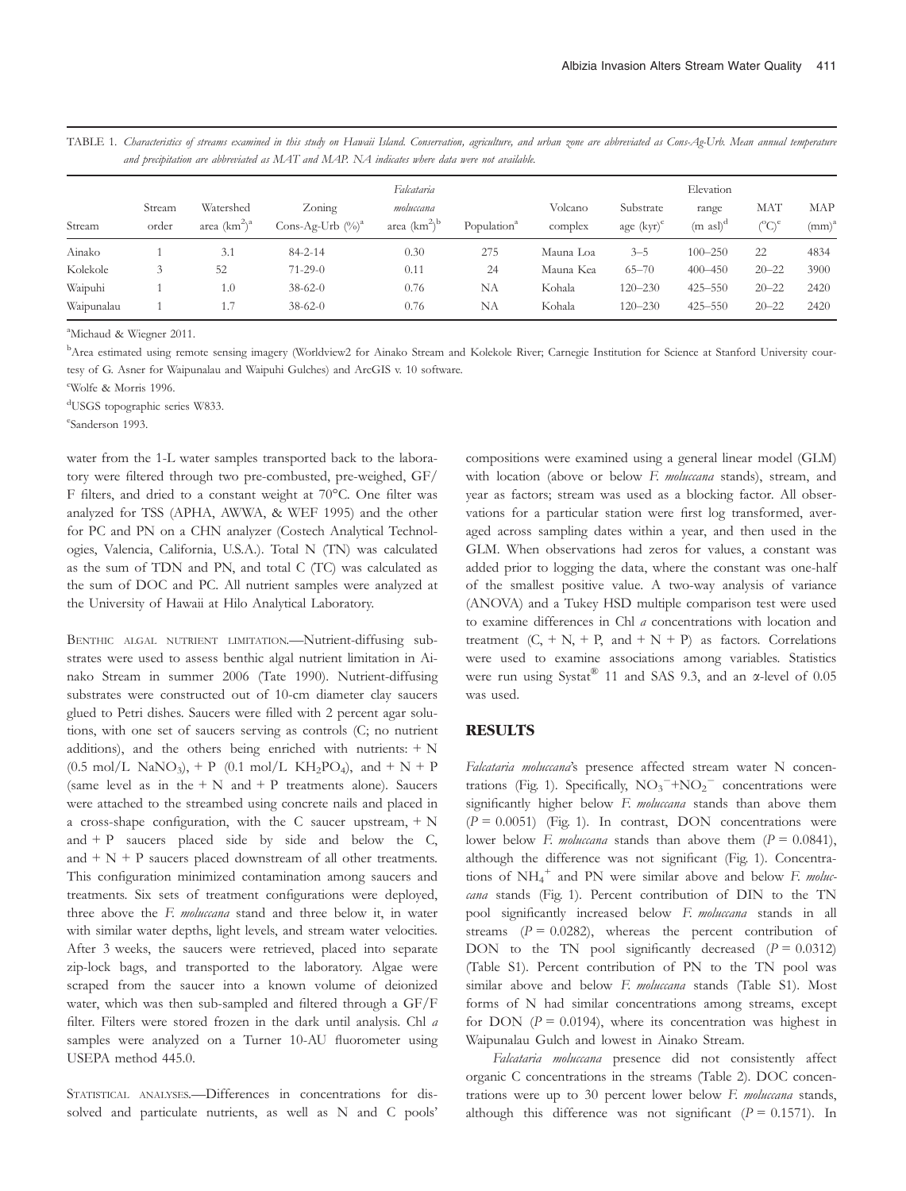TABLE 1. *Characteristics of streams examined in this study on Hawaii Island. Conservation, agriculture, and urban zone are abbreviated as Cons-Ag-Urb. Mean annual temperature and precipitation are abbreviated as MAT and MAP. NA indicates where data were not available.*

| Stream | Stream order | Watershed area ($km^2$)[a] | Zoning Cons-Ag-Urb (%)[a] | *Falcataria moluccana* area ($km^2$)[b] | Population[a] | Volcano complex | Substrate age (kyr)[c] | Elevation range (m asl)[d] | MAT (°C)[e] | MAP (mm)[a] |
|---|---|---|---|---|---|---|---|---|---|---|
| Ainako | 1 | 3.1 | 84-2-14 | 0.30 | 275 | Mauna Loa | 3–5 | 100–250 | 22 | 4834 |
| Kolekole | 3 | 52 | 71-29-0 | 0.11 | 24 | Mauna Kea | 65–70 | 400–450 | 20–22 | 3900 |
| Waipuhi | 1 | 1.0 | 38-62-0 | 0.76 | NA | Kohala | 120–230 | 425–550 | 20–22 | 2420 |
| Waipunalau | 1 | 1.7 | 38-62-0 | 0.76 | NA | Kohala | 120–230 | 425–550 | 20–22 | 2420 |

[a]Michaud & Wiegner 2011.

[b]Area estimated using remote sensing imagery (Worldview2 for Ainako Stream and Kolekole River; Carnegie Institution for Science at Stanford University courtesy of G. Asner for Waipunalau and Waipuhi Gulches) and ArcGIS v. 10 software.

[c]Wolfe & Morris 1996.

[d]USGS topographic series W833.

[e]Sanderson 1993.

water from the 1-L water samples transported back to the laboratory were filtered through two pre-combusted, pre-weighed, GF/F filters, and dried to a constant weight at 70°C. One filter was analyzed for TSS (APHA, AWWA, & WEF 1995) and the other for PC and PN on a CHN analyzer (Costech Analytical Technologies, Valencia, California, U.S.A.). Total N (TN) was calculated as the sum of TDN and PN, and total C (TC) was calculated as the sum of DOC and PC. All nutrient samples were analyzed at the University of Hawaii at Hilo Analytical Laboratory.

BENTHIC ALGAL NUTRIENT LIMITATION.—Nutrient-diffusing substrates were used to assess benthic algal nutrient limitation in Ainako Stream in summer 2006 (Tate 1990). Nutrient-diffusing substrates were constructed out of 10-cm diameter clay saucers glued to Petri dishes. Saucers were filled with 2 percent agar solutions, with one set of saucers serving as controls (C; no nutrient additions), and the others being enriched with nutrients: + N (0.5 mol/L $NaNO_3$), + P (0.1 mol/L $KH_2PO_4$), and + N + P (same level as in the + N and + P treatments alone). Saucers were attached to the streambed using concrete nails and placed in a cross-shape configuration, with the C saucer upstream, + N and + P saucers placed side by side and below the C, and + N + P saucers placed downstream of all other treatments. This configuration minimized contamination among saucers and treatments. Six sets of treatment configurations were deployed, three above the *F. moluccana* stand and three below it, in water with similar water depths, light levels, and stream water velocities. After 3 weeks, the saucers were retrieved, placed into separate zip-lock bags, and transported to the laboratory. Algae were scraped from the saucer into a known volume of deionized water, which was then sub-sampled and filtered through a GF/F filter. Filters were stored frozen in the dark until analysis. Chl *a* samples were analyzed on a Turner 10-AU fluorometer using USEPA method 445.0.

STATISTICAL ANALYSES.—Differences in concentrations for dissolved and particulate nutrients, as well as N and C pools' compositions were examined using a general linear model (GLM) with location (above or below *F. moluccana* stands), stream, and year as factors; stream was used as a blocking factor. All observations for a particular station were first log transformed, averaged across sampling dates within a year, and then used in the GLM. When observations had zeros for values, a constant was added prior to logging the data, where the constant was one-half of the smallest positive value. A two-way analysis of variance (ANOVA) and a Tukey HSD multiple comparison test were used to examine differences in Chl *a* concentrations with location and treatment (C, + N, + P, and + N + P) as factors. Correlations were used to examine associations among variables. Statistics were run using Systat® 11 and SAS 9.3, and an $\alpha$-level of 0.05 was used.

## RESULTS

*Falcataria moluccana*'s presence affected stream water N concentrations (Fig. 1). Specifically, $NO_3^-$+$NO_2^-$ concentrations were significantly higher below *F. moluccana* stands than above them ($P = 0.0051$) (Fig. 1). In contrast, DON concentrations were lower below *F. moluccana* stands than above them ($P = 0.0841$), although the difference was not significant (Fig. 1). Concentrations of $NH_4^+$ and PN were similar above and below *F. moluccana* stands (Fig. 1). Percent contribution of DIN to the TN pool significantly increased below *F. moluccana* stands in all streams ($P = 0.0282$), whereas the percent contribution of DON to the TN pool significantly decreased ($P = 0.0312$) (Table S1). Percent contribution of PN to the TN pool was similar above and below *F. moluccana* stands (Table S1). Most forms of N had similar concentrations among streams, except for DON ($P = 0.0194$), where its concentration was highest in Waipunalau Gulch and lowest in Ainako Stream.

*Falcataria moluccana* presence did not consistently affect organic C concentrations in the streams (Table 2). DOC concentrations were up to 30 percent lower below *F. moluccana* stands, although this difference was not significant ($P = 0.1571$). In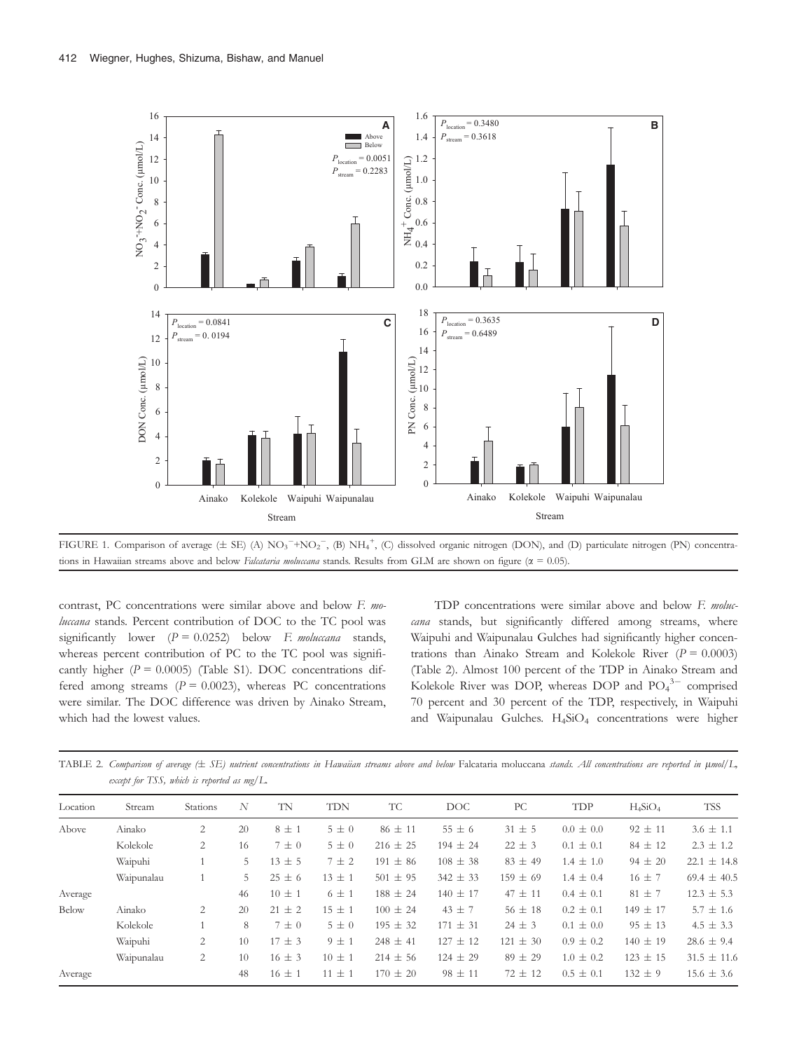FIGURE 1. Comparison of average (± SE) (A) $NO_3^-+NO_2^-$, (B) $NH_4^+$, (C) dissolved organic nitrogen (DON), and (D) particulate nitrogen (PN) concentrations in Hawaiian streams above and below *Falcataria moluccana* stands. Results from GLM are shown on figure ($\alpha$ = 0.05).

contrast, PC concentrations were similar above and below *F. moluccana* stands. Percent contribution of DOC to the TC pool was significantly lower ($P$ = 0.0252) below *F. moluccana* stands, whereas percent contribution of PC to the TC pool was significantly higher ($P$ = 0.0005) (Table S1). DOC concentrations differed among streams ($P$ = 0.0023), whereas PC concentrations were similar. The DOC difference was driven by Ainako Stream, which had the lowest values.

TDP concentrations were similar above and below *F. moluccana* stands, but significantly differed among streams, where Waipuhi and Waipunalau Gulches had significantly higher concentrations than Ainako Stream and Kolekole River ($P$ = 0.0003) (Table 2). Almost 100 percent of the TDP in Ainako Stream and Kolekole River was DOP, whereas DOP and $PO_4^{3-}$ comprised 70 percent and 30 percent of the TDP, respectively, in Waipuhi and Waipunalau Gulches. $H_4SiO_4$ concentrations were higher

TABLE 2. *Comparison of average (± SE) nutrient concentrations in Hawaiian streams above and below* Falcataria moluccana *stands. All concentrations are reported in μmol/L, except for TSS, which is reported as mg/L.*

| Location | Stream | Stations | $N$ | TN | TDN | TC | DOC | PC | TDP | $H_4SiO_4$ | TSS |
|---|---|---|---|---|---|---|---|---|---|---|---|
| Above | Ainako | 2 | 20 | 8 ± 1 | 5 ± 0 | 86 ± 11 | 55 ± 6 | 31 ± 5 | 0.0 ± 0.0 | 92 ± 11 | 3.6 ± 1.1 |
| | Kolekole | 2 | 16 | 7 ± 0 | 5 ± 0 | 216 ± 25 | 194 ± 24 | 22 ± 3 | 0.1 ± 0.1 | 84 ± 12 | 2.3 ± 1.2 |
| | Waipuhi | 1 | 5 | 13 ± 5 | 7 ± 2 | 191 ± 86 | 108 ± 38 | 83 ± 49 | 1.4 ± 1.0 | 94 ± 20 | 22.1 ± 14.8 |
| | Waipunalau | 1 | 5 | 25 ± 6 | 13 ± 1 | 501 ± 95 | 342 ± 33 | 159 ± 69 | 1.4 ± 0.4 | 16 ± 7 | 69.4 ± 40.5 |
| Average | | | 46 | 10 ± 1 | 6 ± 1 | 188 ± 24 | 140 ± 17 | 47 ± 11 | 0.4 ± 0.1 | 81 ± 7 | 12.3 ± 5.3 |
| Below | Ainako | 2 | 20 | 21 ± 2 | 15 ± 1 | 100 ± 24 | 43 ± 7 | 56 ± 18 | 0.2 ± 0.1 | 149 ± 17 | 5.7 ± 1.6 |
| | Kolekole | 1 | 8 | 7 ± 0 | 5 ± 0 | 195 ± 32 | 171 ± 31 | 24 ± 3 | 0.1 ± 0.0 | 95 ± 13 | 4.5 ± 3.3 |
| | Waipuhi | 2 | 10 | 17 ± 3 | 9 ± 1 | 248 ± 41 | 127 ± 12 | 121 ± 30 | 0.9 ± 0.2 | 140 ± 19 | 28.6 ± 9.4 |
| | Waipunalau | 2 | 10 | 16 ± 3 | 10 ± 1 | 214 ± 56 | 124 ± 29 | 89 ± 29 | 1.0 ± 0.2 | 123 ± 15 | 31.5 ± 11.6 |
| Average | | | 48 | 16 ± 1 | 11 ± 1 | 170 ± 20 | 98 ± 11 | 72 ± 12 | 0.5 ± 0.1 | 132 ± 9 | 15.6 ± 3.6 |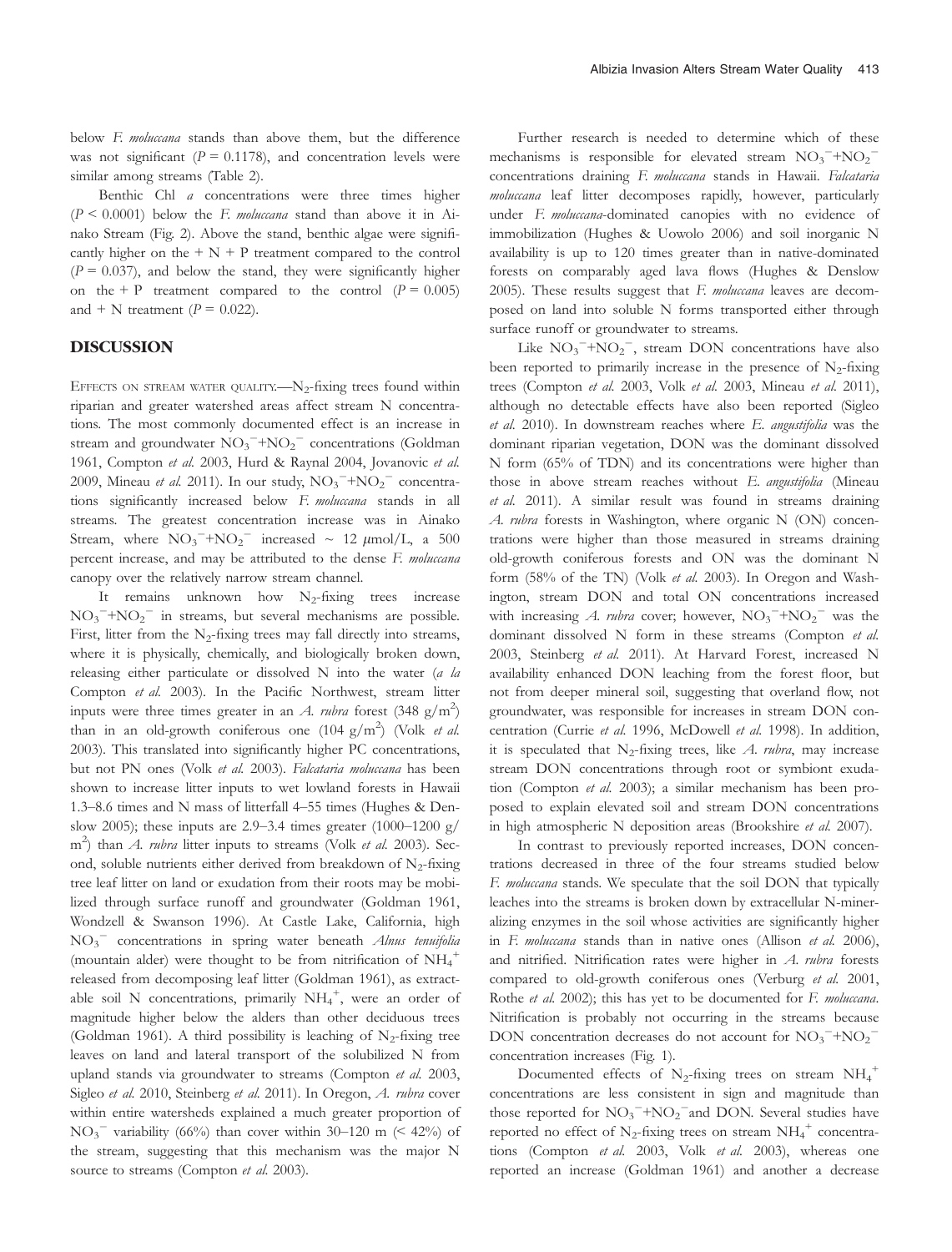below *F. moluccana* stands than above them, but the difference was not significant ($P = 0.1178$), and concentration levels were similar among streams (Table 2).

Benthic Chl *a* concentrations were three times higher ($P < 0.0001$) below the *F. moluccana* stand than above it in Ainako Stream (Fig. 2). Above the stand, benthic algae were significantly higher on the + N + P treatment compared to the control ($P = 0.037$), and below the stand, they were significantly higher on the + P treatment compared to the control ($P = 0.005$) and + N treatment ($P = 0.022$).

## DISCUSSION

EFFECTS ON STREAM WATER QUALITY.—$N_2$-fixing trees found within riparian and greater watershed areas affect stream N concentrations. The most commonly documented effect is an increase in stream and groundwater $NO_3^-$+$NO_2^-$ concentrations (Goldman 1961, Compton *et al.* 2003, Hurd & Raynal 2004, Jovanovic *et al.* 2009, Mineau *et al.* 2011). In our study, $NO_3^-$+$NO_2^-$ concentrations significantly increased below *F. moluccana* stands in all streams. The greatest concentration increase was in Ainako Stream, where $NO_3^-$+$NO_2^-$ increased ~ 12 $\mu$mol/L, a 500 percent increase, and may be attributed to the dense *F. moluccana* canopy over the relatively narrow stream channel.

It remains unknown how $N_2$-fixing trees increase $NO_3^-$+$NO_2^-$ in streams, but several mechanisms are possible. First, litter from the $N_2$-fixing trees may fall directly into streams, where it is physically, chemically, and biologically broken down, releasing either particulate or dissolved N into the water (*a la* Compton *et al.* 2003). In the Pacific Northwest, stream litter inputs were three times greater in an *A. rubra* forest (348 g/m$^2$) than in an old-growth coniferous one (104 g/m$^2$) (Volk *et al.* 2003). This translated into significantly higher PC concentrations, but not PN ones (Volk *et al.* 2003). *Falcataria moluccana* has been shown to increase litter inputs to wet lowland forests in Hawaii 1.3–8.6 times and N mass of litterfall 4–55 times (Hughes & Denslow 2005); these inputs are 2.9–3.4 times greater (1000–1200 g/m$^2$) than *A. rubra* litter inputs to streams (Volk *et al.* 2003). Second, soluble nutrients either derived from breakdown of $N_2$-fixing tree leaf litter on land or exudation from their roots may be mobilized through surface runoff and groundwater (Goldman 1961, Wondzell & Swanson 1996). At Castle Lake, California, high $NO_3^-$ concentrations in spring water beneath *Alnus tenuifolia* (mountain alder) were thought to be from nitrification of $NH_4^+$ released from decomposing leaf litter (Goldman 1961), as extractable soil N concentrations, primarily $NH_4^+$, were an order of magnitude higher below the alders than other deciduous trees (Goldman 1961). A third possibility is leaching of $N_2$-fixing tree leaves on land and lateral transport of the solubilized N from upland stands via groundwater to streams (Compton *et al.* 2003, Sigleo *et al.* 2010, Steinberg *et al.* 2011). In Oregon, *A. rubra* cover within entire watersheds explained a much greater proportion of $NO_3^-$ variability (66%) than cover within 30–120 m (< 42%) of the stream, suggesting that this mechanism was the major N source to streams (Compton *et al.* 2003).

Further research is needed to determine which of these mechanisms is responsible for elevated stream $NO_3^-$+$NO_2^-$ concentrations draining *F. moluccana* stands in Hawaii. *Falcataria moluccana* leaf litter decomposes rapidly, however, particularly under *F. moluccana*-dominated canopies with no evidence of immobilization (Hughes & Uowolo 2006) and soil inorganic N availability is up to 120 times greater than in native-dominated forests on comparably aged lava flows (Hughes & Denslow 2005). These results suggest that *F. moluccana* leaves are decomposed on land into soluble N forms transported either through surface runoff or groundwater to streams.

Like $NO_3^-$+$NO_2^-$, stream DON concentrations have also been reported to primarily increase in the presence of $N_2$-fixing trees (Compton *et al.* 2003, Volk *et al.* 2003, Mineau *et al.* 2011), although no detectable effects have also been reported (Sigleo *et al.* 2010). In downstream reaches where *E. angustifolia* was the dominant riparian vegetation, DON was the dominant dissolved N form (65% of TDN) and its concentrations were higher than those in above stream reaches without *E. angustifolia* (Mineau *et al.* 2011). A similar result was found in streams draining *A. rubra* forests in Washington, where organic N (ON) concentrations were higher than those measured in streams draining old-growth coniferous forests and ON was the dominant N form (58% of the TN) (Volk *et al.* 2003). In Oregon and Washington, stream DON and total ON concentrations increased with increasing *A. rubra* cover; however, $NO_3^-$+$NO_2^-$ was the dominant dissolved N form in these streams (Compton *et al.* 2003, Steinberg *et al.* 2011). At Harvard Forest, increased N availability enhanced DON leaching from the forest floor, but not from deeper mineral soil, suggesting that overland flow, not groundwater, was responsible for increases in stream DON concentration (Currie *et al.* 1996, McDowell *et al.* 1998). In addition, it is speculated that $N_2$-fixing trees, like *A. rubra*, may increase stream DON concentrations through root or symbiont exudation (Compton *et al.* 2003); a similar mechanism has been proposed to explain elevated soil and stream DON concentrations in high atmospheric N deposition areas (Brookshire *et al.* 2007).

In contrast to previously reported increases, DON concentrations decreased in three of the four streams studied below *F. moluccana* stands. We speculate that the soil DON that typically leaches into the streams is broken down by extracellular N-mineralizing enzymes in the soil whose activities are significantly higher in *F. moluccana* stands than in native ones (Allison *et al.* 2006), and nitrified. Nitrification rates were higher in *A. rubra* forests compared to old-growth coniferous ones (Verburg *et al.* 2001, Rothe *et al.* 2002); this has yet to be documented for *F. moluccana*. Nitrification is probably not occurring in the streams because DON concentration decreases do not account for $NO_3^-$+$NO_2^-$ concentration increases (Fig. 1).

Documented effects of $N_2$-fixing trees on stream $NH_4^+$ concentrations are less consistent in sign and magnitude than those reported for $NO_3^-$+$NO_2^-$ and DON. Several studies have reported no effect of $N_2$-fixing trees on stream $NH_4^+$ concentrations (Compton *et al.* 2003, Volk *et al.* 2003), whereas one reported an increase (Goldman 1961) and another a decrease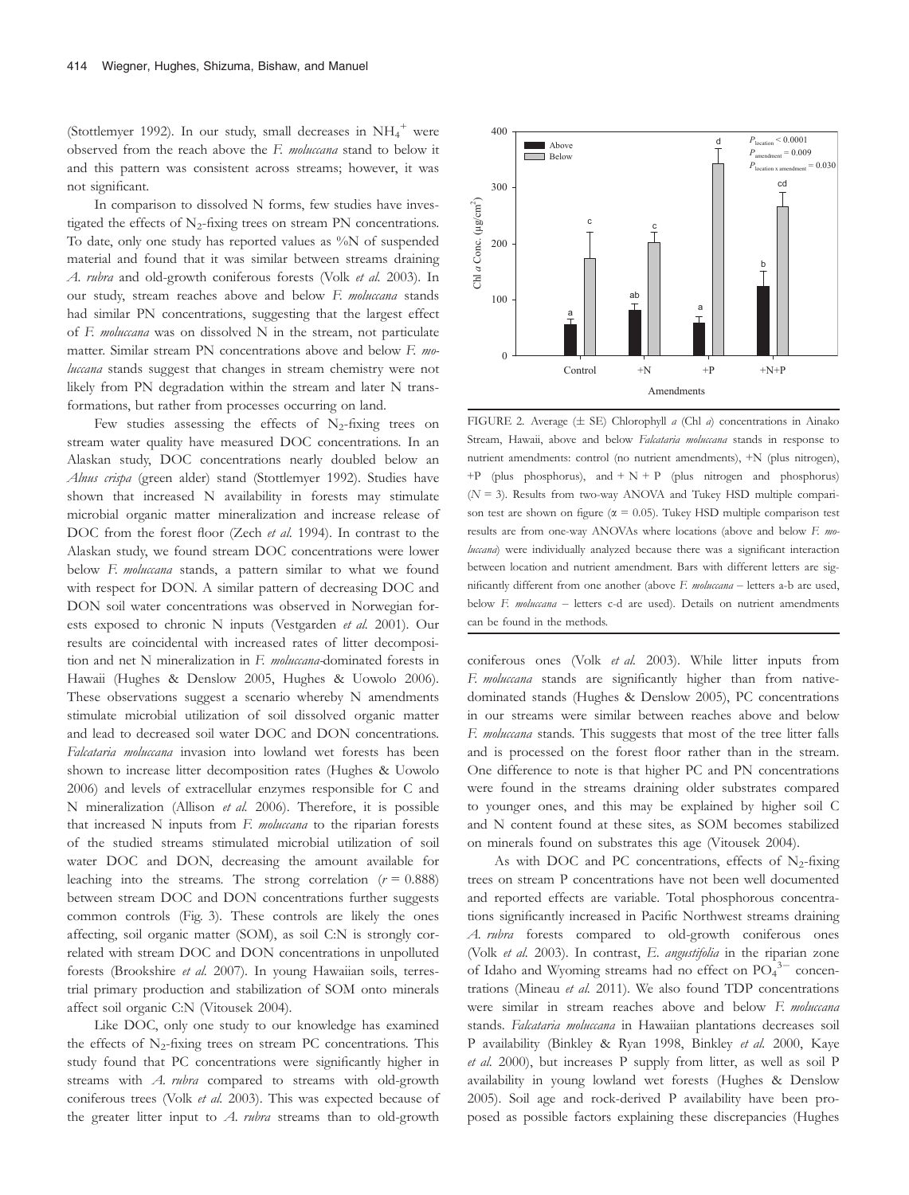(Stottlemyer 1992). In our study, small decreases in $NH_4^+$ were observed from the reach above the *F. moluccana* stand to below it and this pattern was consistent across streams; however, it was not significant.

In comparison to dissolved N forms, few studies have investigated the effects of $N_2$-fixing trees on stream PN concentrations. To date, only one study has reported values as %N of suspended material and found that it was similar between streams draining *A. rubra* and old-growth coniferous forests (Volk *et al.* 2003). In our study, stream reaches above and below *F. moluccana* stands had similar PN concentrations, suggesting that the largest effect of *F. moluccana* was on dissolved N in the stream, not particulate matter. Similar stream PN concentrations above and below *F. moluccana* stands suggest that changes in stream chemistry were not likely from PN degradation within the stream and later N transformations, but rather from processes occurring on land.

Few studies assessing the effects of $N_2$-fixing trees on stream water quality have measured DOC concentrations. In an Alaskan study, DOC concentrations nearly doubled below an *Alnus crispa* (green alder) stand (Stottlemyer 1992). Studies have shown that increased N availability in forests may stimulate microbial organic matter mineralization and increase release of DOC from the forest floor (Zech *et al.* 1994). In contrast to the Alaskan study, we found stream DOC concentrations were lower below *F. moluccana* stands, a pattern similar to what we found with respect for DON. A similar pattern of decreasing DOC and DON soil water concentrations was observed in Norwegian forests exposed to chronic N inputs (Vestgarden *et al.* 2001). Our results are coincidental with increased rates of litter decomposition and net N mineralization in *F. moluccana*-dominated forests in Hawaii (Hughes & Denslow 2005, Hughes & Uowolo 2006). These observations suggest a scenario whereby N amendments stimulate microbial utilization of soil dissolved organic matter and lead to decreased soil water DOC and DON concentrations. *Falcataria moluccana* invasion into lowland wet forests has been shown to increase litter decomposition rates (Hughes & Uowolo 2006) and levels of extracellular enzymes responsible for C and N mineralization (Allison *et al.* 2006). Therefore, it is possible that increased N inputs from *F. moluccana* to the riparian forests of the studied streams stimulated microbial utilization of soil water DOC and DON, decreasing the amount available for leaching into the streams. The strong correlation ($r = 0.888$) between stream DOC and DON concentrations further suggests common controls (Fig. 3). These controls are likely the ones affecting, soil organic matter (SOM), as soil C:N is strongly correlated with stream DOC and DON concentrations in unpolluted forests (Brookshire *et al.* 2007). In young Hawaiian soils, terrestrial primary production and stabilization of SOM onto minerals affect soil organic C:N (Vitousek 2004).

Like DOC, only one study to our knowledge has examined the effects of $N_2$-fixing trees on stream PC concentrations. This study found that PC concentrations were significantly higher in streams with *A. rubra* compared to streams with old-growth coniferous trees (Volk *et al.* 2003). This was expected because of the greater litter input to *A. rubra* streams than to old-growth coniferous ones (Volk *et al.* 2003). While litter inputs from *F. moluccana* stands are significantly higher than from native-dominated stands (Hughes & Denslow 2005), PC concentrations in our streams were similar between reaches above and below *F. moluccana* stands. This suggests that most of the tree litter falls and is processed on the forest floor rather than in the stream. One difference to note is that higher PC and PN concentrations were found in the streams draining older substrates compared to younger ones, and this may be explained by higher soil C and N content found at these sites, as SOM becomes stabilized on minerals found on substrates this age (Vitousek 2004).

FIGURE 2. Average (± SE) Chlorophyll *a* (Chl *a*) concentrations in Ainako Stream, Hawaii, above and below *Falcataria moluccana* stands in response to nutrient amendments: control (no nutrient amendments), +N (plus nitrogen), +P (plus phosphorus), and + N + P (plus nitrogen and phosphorus) ($N = 3$). Results from two-way ANOVA and Tukey HSD multiple comparison test are shown on figure ($\alpha = 0.05$). Tukey HSD multiple comparison test results are from one-way ANOVAs where locations (above and below *F. moluccana*) were individually analyzed because there was a significant interaction between location and nutrient amendment. Bars with different letters are significantly different from one another (above *F. moluccana* – letters a-b are used, below *F. moluccana* – letters c-d are used). Details on nutrient amendments can be found in the methods.

As with DOC and PC concentrations, effects of $N_2$-fixing trees on stream P concentrations have not been well documented and reported effects are variable. Total phosphorous concentrations significantly increased in Pacific Northwest streams draining *A. rubra* forests compared to old-growth coniferous ones (Volk *et al.* 2003). In contrast, *E. angustifolia* in the riparian zone of Idaho and Wyoming streams had no effect on $PO_4^{3-}$ concentrations (Mineau *et al.* 2011). We also found TDP concentrations were similar in stream reaches above and below *F. moluccana* stands. *Falcataria moluccana* in Hawaiian plantations decreases soil P availability (Binkley & Ryan 1998, Binkley *et al.* 2000, Kaye *et al.* 2000), but increases P supply from litter, as well as soil P availability in young lowland wet forests (Hughes & Denslow 2005). Soil age and rock-derived P availability have been proposed as possible factors explaining these discrepancies (Hughes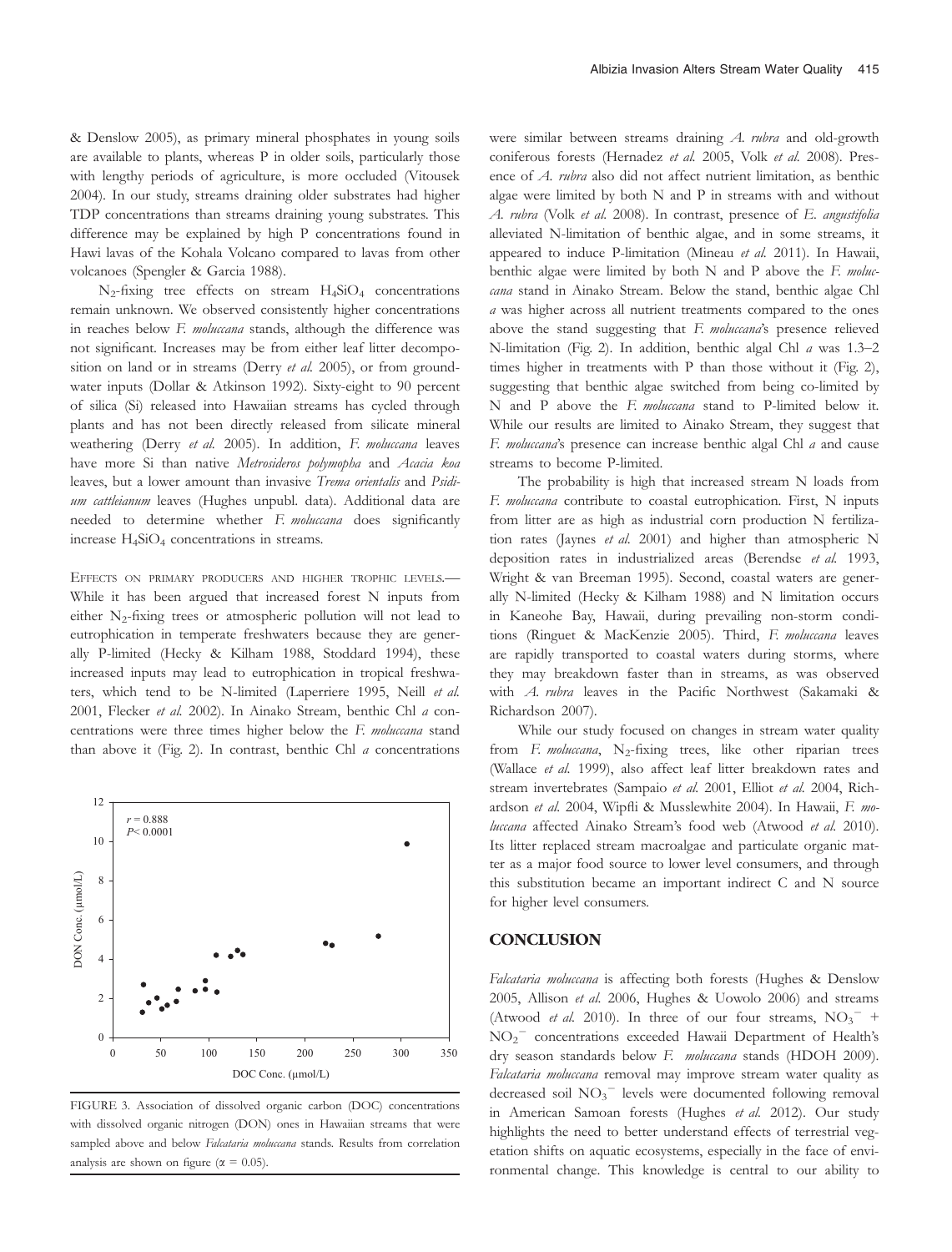& Denslow 2005), as primary mineral phosphates in young soils are available to plants, whereas P in older soils, particularly those with lengthy periods of agriculture, is more occluded (Vitousek 2004). In our study, streams draining older substrates had higher TDP concentrations than streams draining young substrates. This difference may be explained by high P concentrations found in Hawi lavas of the Kohala Volcano compared to lavas from other volcanoes (Spengler & Garcia 1988).

$N_2$-fixing tree effects on stream $H_4SiO_4$ concentrations remain unknown. We observed consistently higher concentrations in reaches below *F. moluccana* stands, although the difference was not significant. Increases may be from either leaf litter decomposition on land or in streams (Derry *et al.* 2005), or from groundwater inputs (Dollar & Atkinson 1992). Sixty-eight to 90 percent of silica (Si) released into Hawaiian streams has cycled through plants and has not been directly released from silicate mineral weathering (Derry *et al.* 2005). In addition, *F. moluccana* leaves have more Si than native *Metrosideros polymopha* and *Acacia koa* leaves, but a lower amount than invasive *Trema orientalis* and *Psidium cattleianum* leaves (Hughes unpubl. data). Additional data are needed to determine whether *F. moluccana* does significantly increase $H_4SiO_4$ concentrations in streams.

EFFECTS ON PRIMARY PRODUCERS AND HIGHER TROPHIC LEVELS.— While it has been argued that increased forest N inputs from either $N_2$-fixing trees or atmospheric pollution will not lead to eutrophication in temperate freshwaters because they are generally P-limited (Hecky & Kilham 1988, Stoddard 1994), these increased inputs may lead to eutrophication in tropical freshwaters, which tend to be N-limited (Laperriere 1995, Neill *et al.* 2001, Flecker *et al.* 2002). In Ainako Stream, benthic Chl *a* concentrations were three times higher below the *F. moluccana* stand than above it (Fig. 2). In contrast, benthic Chl *a* concentrations were similar between streams draining *A. rubra* and old-growth coniferous forests (Hernadez *et al.* 2005, Volk *et al.* 2008). Presence of *A. rubra* also did not affect nutrient limitation, as benthic algae were limited by both N and P in streams with and without *A. rubra* (Volk *et al.* 2008). In contrast, presence of *E. angustifolia* alleviated N-limitation of benthic algae, and in some streams, it appeared to induce P-limitation (Mineau *et al.* 2011). In Hawaii, benthic algae were limited by both N and P above the *F. moluccana* stand in Ainako Stream. Below the stand, benthic algae Chl *a* was higher across all nutrient treatments compared to the ones above the stand suggesting that *F. moluccana*'s presence relieved N-limitation (Fig. 2). In addition, benthic algal Chl *a* was 1.3–2 times higher in treatments with P than those without it (Fig. 2), suggesting that benthic algae switched from being co-limited by N and P above the *F. moluccana* stand to P-limited below it. While our results are limited to Ainako Stream, they suggest that *F. moluccana*'s presence can increase benthic algal Chl *a* and cause streams to become P-limited.

The probability is high that increased stream N loads from *F. moluccana* contribute to coastal eutrophication. First, N inputs from litter are as high as industrial corn production N fertilization rates (Jaynes *et al.* 2001) and higher than atmospheric N deposition rates in industrialized areas (Berendse *et al.* 1993, Wright & van Breeman 1995). Second, coastal waters are generally N-limited (Hecky & Kilham 1988) and N limitation occurs in Kaneohe Bay, Hawaii, during prevailing non-storm conditions (Ringuet & MacKenzie 2005). Third, *F. moluccana* leaves are rapidly transported to coastal waters during storms, where they may breakdown faster than in streams, as was observed with *A. rubra* leaves in the Pacific Northwest (Sakamaki & Richardson 2007).

While our study focused on changes in stream water quality from *F. moluccana*, $N_2$-fixing trees, like other riparian trees (Wallace *et al.* 1999), also affect leaf litter breakdown rates and stream invertebrates (Sampaio *et al.* 2001, Elliot *et al.* 2004, Richardson *et al.* 2004, Wipfli & Musslewhite 2004). In Hawaii, *F. moluccana* affected Ainako Stream's food web (Atwood *et al.* 2010). Its litter replaced stream macroalgae and particulate organic matter as a major food source to lower level consumers, and through this substitution became an important indirect C and N source for higher level consumers.

FIGURE 3. Association of dissolved organic carbon (DOC) concentrations with dissolved organic nitrogen (DON) ones in Hawaiian streams that were sampled above and below *Falcataria moluccana* stands. Results from correlation analysis are shown on figure ($\alpha$ = 0.05).

## CONCLUSION

*Falcataria moluccana* is affecting both forests (Hughes & Denslow 2005, Allison *et al.* 2006, Hughes & Uowolo 2006) and streams (Atwood *et al.* 2010). In three of our four streams, $NO_3^-$ + $NO_2^-$ concentrations exceeded Hawaii Department of Health's dry season standards below *F. moluccana* stands (HDOH 2009). *Falcataria moluccana* removal may improve stream water quality as decreased soil $NO_3^-$ levels were documented following removal in American Samoan forests (Hughes *et al.* 2012). Our study highlights the need to better understand effects of terrestrial vegetation shifts on aquatic ecosystems, especially in the face of environmental change. This knowledge is central to our ability to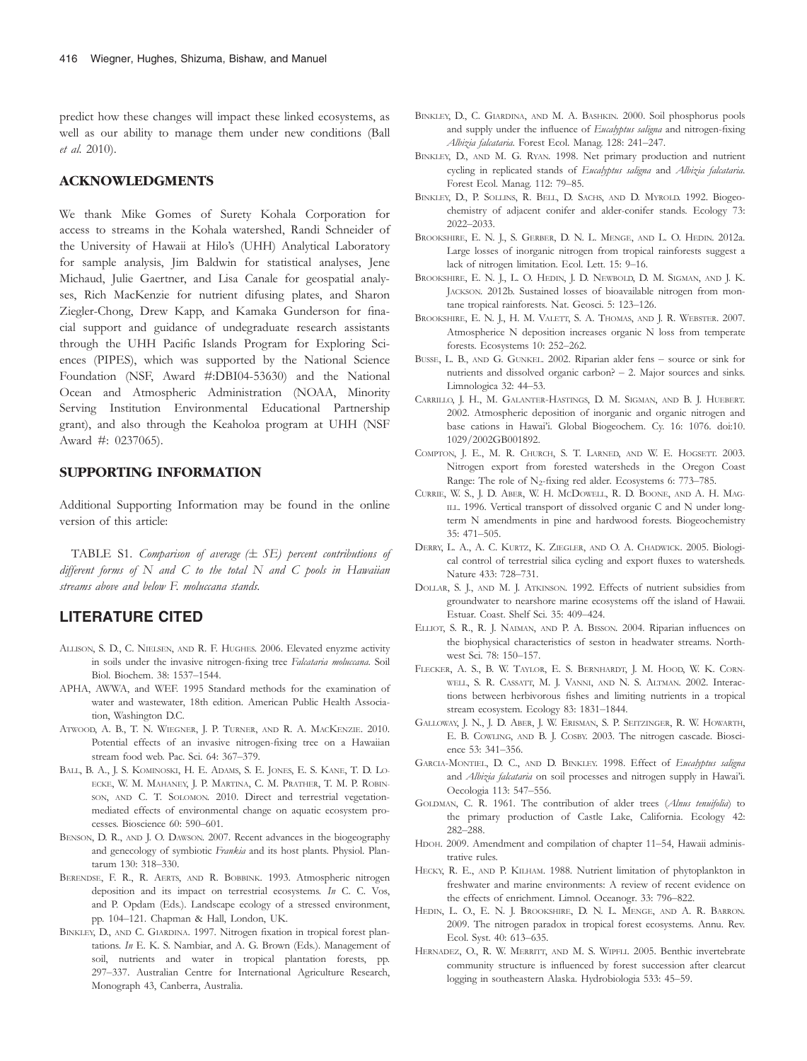predict how these changes will impact these linked ecosystems, as well as our ability to manage them under new conditions (Ball *et al.* 2010).

## ACKNOWLEDGMENTS

We thank Mike Gomes of Surety Kohala Corporation for access to streams in the Kohala watershed, Randi Schneider of the University of Hawaii at Hilo's (UHH) Analytical Laboratory for sample analysis, Jim Baldwin for statistical analyses, Jene Michaud, Julie Gaertner, and Lisa Canale for geospatial analyses, Rich MacKenzie for nutrient difusing plates, and Sharon Ziegler-Chong, Drew Kapp, and Kamaka Gunderson for finacial support and guidance of undegraduate research assistants through the UHH Pacific Islands Program for Exploring Sciences (PIPES), which was supported by the National Science Foundation (NSF, Award #:DBI04-53630) and the National Ocean and Atmospheric Administration (NOAA, Minority Serving Institution Environmental Educational Partnership grant), and also through the Keaholoa program at UHH (NSF Award #: 0237065).

## SUPPORTING INFORMATION

Additional Supporting Information may be found in the online version of this article:

TABLE S1. *Comparison of average (± SE) percent contributions of different forms of N and C to the total N and C pools in Hawaiian streams above and below F. moluccana stands.*

## LITERATURE CITED

Allison, S. D., C. Nielsen, and R. F. Hughes. 2006. Elevated enyzme activity in soils under the invasive nitrogen-fixing tree *Falcataria moluccana*. Soil Biol. Biochem. 38: 1537–1544.

APHA, AWWA, and WEF. 1995 Standard methods for the examination of water and wastewater, 18th edition. American Public Health Association, Washington D.C.

Atwood, A. B., T. N. Wiegner, J. P. Turner, and R. A. MacKenzie. 2010. Potential effects of an invasive nitrogen-fixing tree on a Hawaiian stream food web. Pac. Sci. 64: 367–379.

Ball, B. A., J. S. Kominoski, H. E. Adams, S. E. Jones, E. S. Kane, T. D. Loecke, W. M. Mahaney, J. P. Martina, C. M. Prather, T. M. P. Robinson, and C. T. Solomon. 2010. Direct and terrestrial vegetation-mediated effects of environmental change on aquatic ecosystem processes. Bioscience 60: 590–601.

Benson, D. R., and J. O. Dawson. 2007. Recent advances in the biogeography and genecology of symbiotic *Frankia* and its host plants. Physiol. Plantarum 130: 318–330.

Berendse, F. R., R. Aerts, and R. Bobbink. 1993. Atmospheric nitrogen deposition and its impact on terrestrial ecosystems. *In* C. C. Vos, and P. Opdam (Eds.). Landscape ecology of a stressed environment, pp. 104–121. Chapman & Hall, London, UK.

Binkley, D., and C. Giardina. 1997. Nitrogen fixation in tropical forest plantations. *In* E. K. S. Nambiar, and A. G. Brown (Eds.). Management of soil, nutrients and water in tropical plantation forests, pp. 297–337. Australian Centre for International Agriculture Research, Monograph 43, Canberra, Australia.

Binkley, D., C. Giardina, and M. A. Bashkin. 2000. Soil phosphorus pools and supply under the influence of *Eucalyptus saligna* and nitrogen-fixing *Albizia falcataria*. Forest Ecol. Manag. 128: 241–247.

Binkley, D., and M. G. Ryan. 1998. Net primary production and nutrient cycling in replicated stands of *Eucalyptus saligna* and *Albizia falcataria*. Forest Ecol. Manag. 112: 79–85.

Binkley, D., P. Sollins, R. Bell, D. Sachs, and D. Myrold. 1992. Biogeochemistry of adjacent conifer and alder-conifer stands. Ecology 73: 2022–2033.

Brookshire, E. N. J., S. Gerber, D. N. L. Menge, and L. O. Hedin. 2012a. Large losses of inorganic nitrogen from tropical rainforests suggest a lack of nitrogen limitation. Ecol. Lett. 15: 9–16.

Brookshire, E. N. J., L. O. Hedin, J. D. Newbold, D. M. Sigman, and J. K. Jackson. 2012b. Sustained losses of bioavailable nitrogen from montane tropical rainforests. Nat. Geosci. 5: 123–126.

Brookshire, E. N. J., H. M. Valett, S. A. Thomas, and J. R. Webster. 2007. Atmospherice N deposition increases organic N loss from temperate forests. Ecosystems 10: 252–262.

Busse, L. B., and G. Gunkel. 2002. Riparian alder fens – source or sink for nutrients and dissolved organic carbon? – 2. Major sources and sinks. Limnologica 32: 44–53.

Carrillo, J. H., M. Galanter-Hastings, D. M. Sigman, and B. J. Huebert. 2002. Atmospheric deposition of inorganic and organic nitrogen and base cations in Hawai'i. Global Biogeochem. Cy. 16: 1076. doi:10.1029/2002GB001892.

Compton, J. E., M. R. Church, S. T. Larned, and W. E. Hogsett. 2003. Nitrogen export from forested watersheds in the Oregon Coast Range: The role of $N_2$-fixing red alder. Ecosystems 6: 773–785.

Currie, W. S., J. D. Aber, W. H. McDowell, R. D. Boone, and A. H. Magill. 1996. Vertical transport of dissolved organic C and N under long-term N amendments in pine and hardwood forests. Biogeochemistry 35: 471–505.

Derry, L. A., A. C. Kurtz, K. Ziegler, and O. A. Chadwick. 2005. Biological control of terrestrial silica cycling and export fluxes to watersheds. Nature 433: 728–731.

Dollar, S. J., and M. J. Atkinson. 1992. Effects of nutrient subsidies from groundwater to nearshore marine ecosystems off the island of Hawaii. Estuar. Coast. Shelf Sci. 35: 409–424.

Elliot, S. R., R. J. Naiman, and P. A. Bisson. 2004. Riparian influences on the biophysical characteristics of seston in headwater streams. Northwest Sci. 78: 150–157.

Flecker, A. S., B. W. Taylor, E. S. Bernhardt, J. M. Hood, W. K. Cornwell, S. R. Cassatt, M. J. Vanni, and N. S. Altman. 2002. Interactions between herbivorous fishes and limiting nutrients in a tropical stream ecosystem. Ecology 83: 1831–1844.

Galloway, J. N., J. D. Aber, J. W. Erisman, S. P. Seitzinger, R. W. Howarth, E. B. Cowling, and B. J. Cosby. 2003. The nitrogen cascade. Bioscience 53: 341–356.

Garcia-Montiel, D. C., and D. Binkley. 1998. Effect of *Eucalyptus saligna* and *Albizia falcataria* on soil processes and nitrogen supply in Hawai'i. Oecologia 113: 547–556.

Goldman, C. R. 1961. The contribution of alder trees (*Alnus tenuifolia*) to the primary production of Castle Lake, California. Ecology 42: 282–288.

HDOH. 2009. Amendment and compilation of chapter 11–54, Hawaii administrative rules.

Hecky, R. E., and P. Kilham. 1988. Nutrient limitation of phytoplankton in freshwater and marine environments: A review of recent evidence on the effects of enrichment. Limnol. Oceanogr. 33: 796–822.

Hedin, L. O., E. N. J. Brookshire, D. N. L. Menge, and A. R. Barron. 2009. The nitrogen paradox in tropical forest ecosystems. Annu. Rev. Ecol. Syst. 40: 613–635.

Hernadez, O., R. W. Merritt, and M. S. Wipfli. 2005. Benthic invertebrate community structure is influenced by forest succession after clearcut logging in southeastern Alaska. Hydrobiologia 533: 45–59.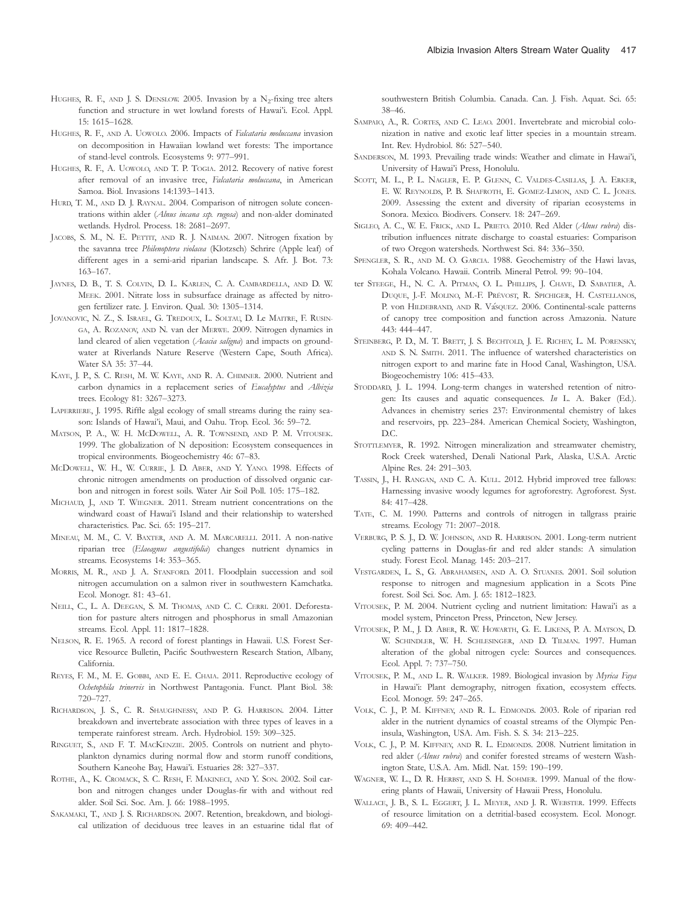Hughes, R. F., and J. S. Denslow. 2005. Invasion by a $N_2$-fixing tree alters function and structure in wet lowland forests of Hawai'i. Ecol. Appl. 15: 1615–1628.

Hughes, R. F., and A. Uowolo. 2006. Impacts of *Falcataria moluccana* invasion on decomposition in Hawaiian lowland wet forests: The importance of stand-level controls. Ecosystems 9: 977–991.

Hughes, R. F., A. Uowolo, and T. P. Togia. 2012. Recovery of native forest after removal of an invasive tree, *Falcataria moluccana*, in American Samoa. Biol. Invasions 14:1393–1413.

Hurd, T. M., and D. J. Raynal. 2004. Comparison of nitrogen solute concentrations within alder (*Alnus incana ssp. rugosa*) and non-alder dominated wetlands. Hydrol. Process. 18: 2681–2697.

Jacobs, S. M., N. E. Pettit, and R. J. Naiman. 2007. Nitrogen fixation by the savanna tree *Philenoptera violacea* (Klotzsch) Schrire (Apple leaf) of different ages in a semi-arid riparian landscape. S. Afr. J. Bot. 73: 163–167.

Jaynes, D. B., T. S. Colvin, D. L. Karlen, C. A. Cambardella, and D. W. Meek. 2001. Nitrate loss in subsurface drainage as affected by nitrogen fertilizer rate. J. Environ. Qual. 30: 1305–1314.

Jovanovic, N. Z., S. Israel, G. Tredoux, L. Soltau, D. Le Maitre, F. Rusinga, A. Rozanov, and N. van der Merwe. 2009. Nitrogen dynamics in land cleared of alien vegetation (*Acacia saligna*) and impacts on groundwater at Riverlands Nature Reserve (Western Cape, South Africa). Water SA 35: 37–44.

Kaye, J. P., S. C. Resh, M. W. Kaye, and R. A. Chimner. 2000. Nutrient and carbon dynamics in a replacement series of *Eucalyptus* and *Albizia* trees. Ecology 81: 3267–3273.

Laperriere, J. 1995. Riffle algal ecology of small streams during the rainy season: Islands of Hawai'i, Maui, and Oahu. Trop. Ecol. 36: 59–72.

Matson, P. A., W. H. McDowell, A. R. Townsend, and P. M. Vitousek. 1999. The globalization of N deposition: Ecosystem consequences in tropical environments. Biogeochemistry 46: 67–83.

McDowell, W. H., W. Currie, J. D. Aber, and Y. Yano. 1998. Effects of chronic nitrogen amendments on production of dissolved organic carbon and nitrogen in forest soils. Water Air Soil Poll. 105: 175–182.

Michaud, J., and T. Wiegner. 2011. Stream nutrient concentrations on the windward coast of Hawai'i Island and their relationship to watershed characteristics. Pac. Sci. 65: 195–217.

Mineau, M. M., C. V. Baxter, and A. M. Marcarelli. 2011. A non-native riparian tree (*Elaeagnus angustifolia*) changes nutrient dynamics in streams. Ecosystems 14: 353–365.

Morris, M. R., and J. A. Stanford. 2011. Floodplain succession and soil nitrogen accumulation on a salmon river in southwestern Kamchatka. Ecol. Monogr. 81: 43–61.

Neill, C., L. A. Deegan, S. M. Thomas, and C. C. Cerri. 2001. Deforestation for pasture alters nitrogen and phosphorus in small Amazonian streams. Ecol. Appl. 11: 1817–1828.

Nelson, R. E. 1965. A record of forest plantings in Hawaii. U.S. Forest Service Resource Bulletin, Pacific Southwestern Research Station, Albany, California.

Reyes, F. M., M. E. Gobbi, and E. E. Chaia. 2011. Reproductive ecology of *Ochetophila trinervis* in Northwest Pantagonia. Funct. Plant Biol. 38: 720–727.

Richardson, J. S., C. R. Shaughnessy, and P. G. Harrison. 2004. Litter breakdown and invertebrate association with three types of leaves in a temperate rainforest stream. Arch. Hydrobiol. 159: 309–325.

Ringuet, S., and F. T. MacKenzie. 2005. Controls on nutrient and phytoplankton dynamics during normal flow and storm runoff conditions, Southern Kaneohe Bay, Hawai'i. Estuaries 28: 327–337.

Rothe, A., K. Cromack, S. C. Resh, F. Makineci, and Y. Son. 2002. Soil carbon and nitrogen changes under Douglas-fir with and without red alder. Soil Sci. Soc. Am. J. 66: 1988–1995.

Sakamaki, T., and J. S. Richardson. 2007. Retention, breakdown, and biological utilization of deciduous tree leaves in an estuarine tidal flat of southwestern British Columbia. Canada. Can. J. Fish. Aquat. Sci. 65: 38–46.

Sampaio, A., R. Cortes, and C. Leao. 2001. Invertebrate and microbial colonization in native and exotic leaf litter species in a mountain stream. Int. Rev. Hydrobiol. 86: 527–540.

Sanderson, M. 1993. Prevailing trade winds: Weather and climate in Hawai'i, University of Hawai'i Press, Honolulu.

Scott, M. L., P. L. Nagler, E. P. Glenn, C. Valdes-Casillas, J. A. Erker, E. W. Reynolds, P. B. Shafroth, E. Gomez-Limon, and C. L. Jones. 2009. Assessing the extent and diversity of riparian ecosystems in Sonora. Mexico. Biodivers. Conserv. 18: 247–269.

Sigleo, A. C., W. E. Frick, and L. Prieto. 2010. Red Alder (*Alnus rubra*) distribution influences nitrate discharge to coastal estuaries: Comparison of two Oregon watersheds. Northwest Sci. 84: 336–350.

Spengler, S. R., and M. O. Garcia. 1988. Geochemistry of the Hawi lavas, Kohala Volcano. Hawaii. Contrib. Mineral Petrol. 99: 90–104.

ter Steege, H., N. C. A. Pitman, O. L. Phillips, J. Chave, D. Sabatier, A. Duque, J.-F. Molino, M.-F. Prévost, R. Spichiger, H. Castellanos, P. von Hildebrand, and R. Vásquez. 2006. Continental-scale patterns of canopy tree composition and function across Amazonia. Nature 443: 444–447.

Steinberg, P. D., M. T. Brett, J. S. Bechtold, J. E. Richey, L. M. Porensky, and S. N. Smith. 2011. The influence of watershed characteristics on nitrogen export to and marine fate in Hood Canal, Washington, USA. Biogeochemistry 106: 415–433.

Stoddard, J. L. 1994. Long-term changes in watershed retention of nitrogen: Its causes and aquatic consequences. *In* L. A. Baker (Ed.). Advances in chemistry series 237: Environmental chemistry of lakes and reservoirs, pp. 223–284. American Chemical Society, Washington, D.C.

Stottlemyer, R. 1992. Nitrogen mineralization and streamwater chemistry, Rock Creek watershed, Denali National Park, Alaska, U.S.A. Arctic Alpine Res. 24: 291–303.

Tassin, J., H. Rangan, and C. A. Kull. 2012. Hybrid improved tree fallows: Harnessing invasive woody legumes for agroforestry. Agroforest. Syst. 84: 417–428.

Tate, C. M. 1990. Patterns and controls of nitrogen in tallgrass prairie streams. Ecology 71: 2007–2018.

Verburg, P. S. J., D. W. Johnson, and R. Harrison. 2001. Long-term nutrient cycling patterns in Douglas-fir and red alder stands: A simulation study. Forest Ecol. Manag. 145: 203–217.

Vestgarden, L. S., G. Abrahamsen, and A. O. Stuanes. 2001. Soil solution response to nitrogen and magnesium application in a Scots Pine forest. Soil Sci. Soc. Am. J. 65: 1812–1823.

Vitousek, P. M. 2004. Nutrient cycling and nutrient limitation: Hawai'i as a model system, Princeton Press, Princeton, New Jersey.

Vitousek, P. M., J. D. Aber, R. W. Howarth, G. E. Likens, P. A. Matson, D. W. Schindler, W. H. Schlesinger, and D. Tilman. 1997. Human alteration of the global nitrogen cycle: Sources and consequences. Ecol. Appl. 7: 737–750.

Vitousek, P. M., and L. R. Walker. 1989. Biological invasion by *Myrica Faya* in Hawai'i: Plant demography, nitrogen fixation, ecosystem effects. Ecol. Monogr. 59: 247–265.

Volk, C. J., P. M. Kiffney, and R. L. Edmonds. 2003. Role of riparian red alder in the nutrient dynamics of coastal streams of the Olympic Peninsula, Washington, USA. Am. Fish. S. S. 34: 213–225.

Volk, C. J., P. M. Kiffney, and R. L. Edmonds. 2008. Nutrient limitation in red alder (*Alnus rubra*) and conifer forested streams of western Washington State, U.S.A. Am. Midl. Nat. 159: 190–199.

Wagner, W. L., D. R. Herbst, and S. H. Sohmer. 1999. Manual of the flowering plants of Hawaii, University of Hawaii Press, Honolulu.

Wallace, J. B., S. L. Eggert, J. L. Meyer, and J. R. Webster. 1999. Effects of resource limitation on a detrital-based ecosystem. Ecol. Monogr. 69: 409–442.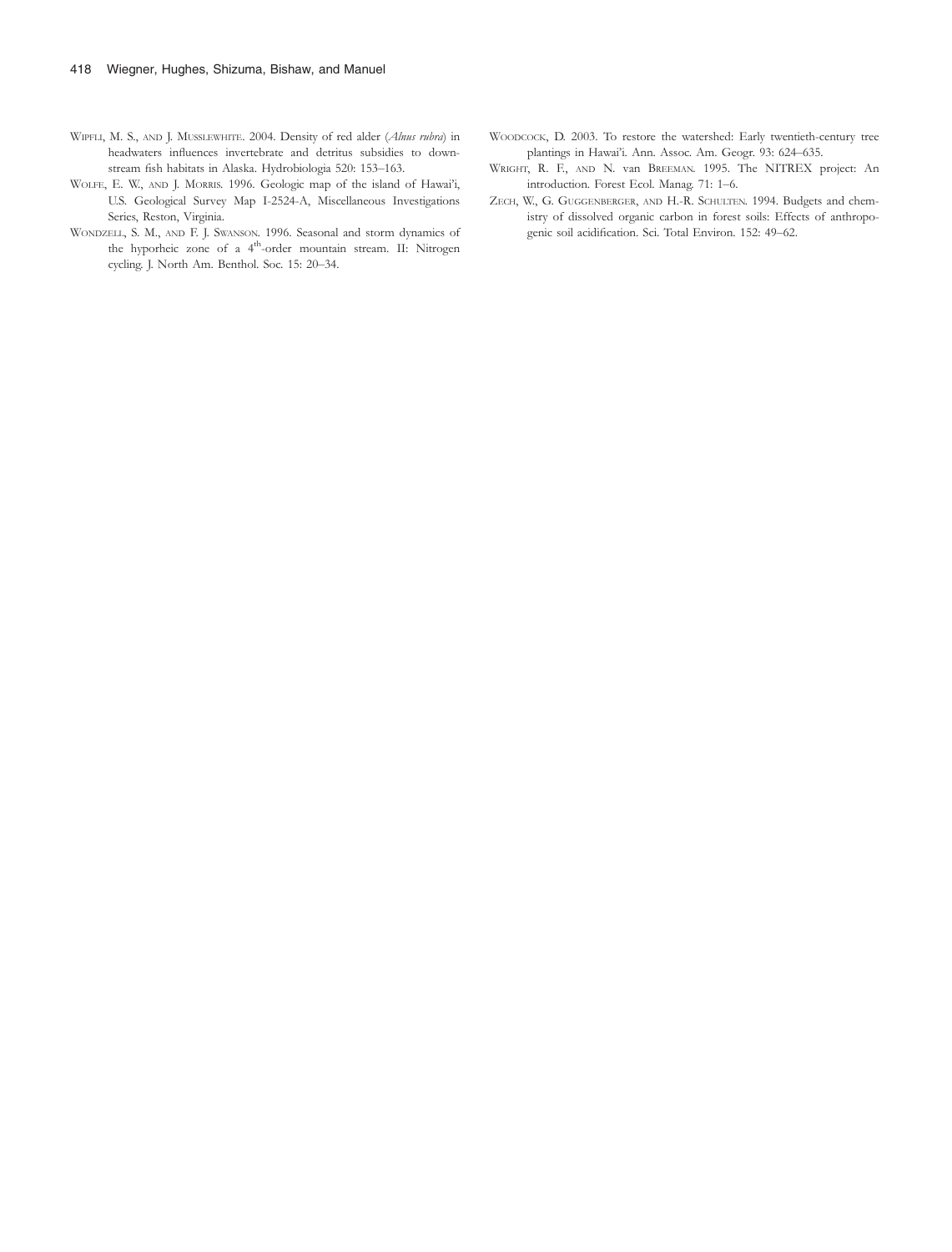Wipfli, M. S., and J. Musslewhite. 2004. Density of red alder (*Alnus rubra*) in headwaters influences invertebrate and detritus subsidies to downstream fish habitats in Alaska. Hydrobiologia 520: 153–163.

Wolfe, E. W., and J. Morris. 1996. Geologic map of the island of Hawai'i, U.S. Geological Survey Map I-2524-A, Miscellaneous Investigations Series, Reston, Virginia.

Wondzell, S. M., and F. J. Swanson. 1996. Seasonal and storm dynamics of the hyporheic zone of a 4$^{th}$-order mountain stream. II: Nitrogen cycling. J. North Am. Benthol. Soc. 15: 20–34.

Woodcock, D. 2003. To restore the watershed: Early twentieth-century tree plantings in Hawai'i. Ann. Assoc. Am. Geogr. 93: 624–635.

Wright, R. F., and N. van Breeman. 1995. The NITREX project: An introduction. Forest Ecol. Manag. 71: 1–6.

Zech, W., G. Guggenberger, and H.-R. Schulten. 1994. Budgets and chemistry of dissolved organic carbon in forest soils: Effects of anthropogenic soil acidification. Sci. Total Environ. 152: 49–62.